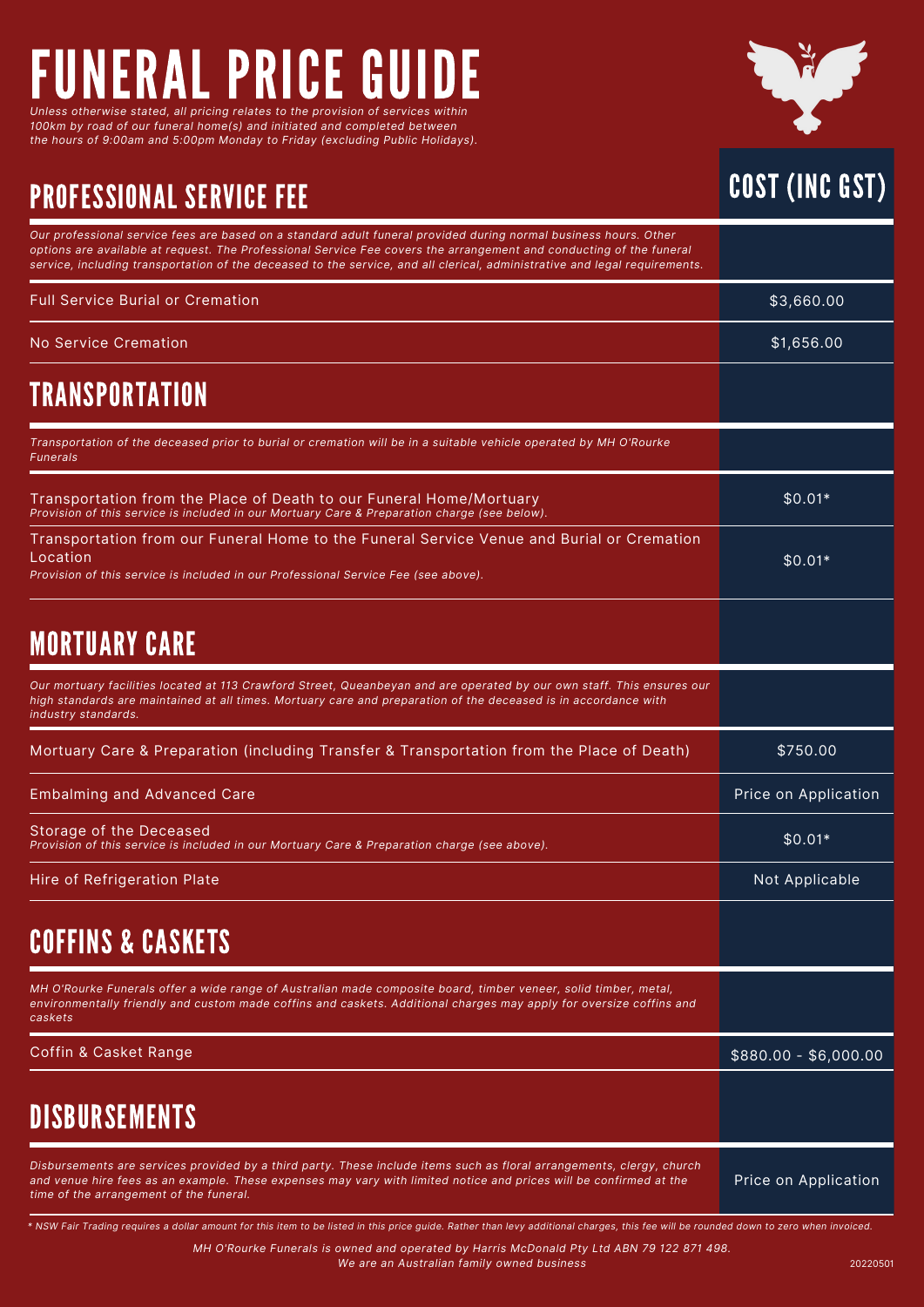# FUNERAL PRICE GUIDE

*Unless otherwise stated, all pricing relates to the provision of services within 100km by road of our funeral home(s) and initiated and completed between the hours of 9:00am and 5:00pm Monday to Friday (excluding Public Holidays).*

| PROFESSIONAL SERVICE FEE | COST (INC GST) |
|---|---|
| *Our professional service fees are based on a standard adult funeral provided during normal business hours. Other options are available at request. The Professional Service Fee covers the arrangement and conducting of the funeral service, including transportation of the deceased to the service, and all clerical, administrative and legal requirements.* | |
| Full Service Burial or Cremation | $3,660.00 |
| No Service Cremation | $1,656.00 |
| **TRANSPORTATION** | |
| *Transportation of the deceased prior to burial or cremation will be in a suitable vehicle operated by MH O'Rourke Funerals* | |
| Transportation from the Place of Death to our Funeral Home/Mortuary *Provision of this service is included in our Mortuary Care & Preparation charge (see below).* | $0.01* |
| Transportation from our Funeral Home to the Funeral Service Venue and Burial or Cremation Location *Provision of this service is included in our Professional Service Fee (see above).* | $0.01* |
| **MORTUARY CARE** | |
| *Our mortuary facilities located at 113 Crawford Street, Queanbeyan and are operated by our own staff. This ensures our high standards are maintained at all times. Mortuary care and preparation of the deceased is in accordance with industry standards.* | |
| Mortuary Care & Preparation (including Transfer & Transportation from the Place of Death) | $750.00 |
| Embalming and Advanced Care | Price on Application |
| Storage of the Deceased *Provision of this service is included in our Mortuary Care & Preparation charge (see above).* | $0.01* |
| Hire of Refrigeration Plate | Not Applicable |
| **COFFINS & CASKETS** | |
| *MH O'Rourke Funerals offer a wide range of Australian made composite board, timber veneer, solid timber, metal, environmentally friendly and custom made coffins and caskets. Additional charges may apply for oversize coffins and caskets* | |
| Coffin & Casket Range | $880.00 - $6,000.00 |
| **DISBURSEMENTS** | |
| *Disbursements are services provided by a third party. These include items such as floral arrangements, clergy, church and venue hire fees as an example. These expenses may vary with limited notice and prices will be confirmed at the time of the arrangement of the funeral.* | Price on Application |

*\* NSW Fair Trading requires a dollar amount for this item to be listed in this price guide. Rather than levy additional charges, this fee will be rounded down to zero when invoiced.*

*MH O'Rourke Funerals is owned and operated by Harris McDonald Pty Ltd ABN 79 122 871 498.*
*We are an Australian family owned business*

20220501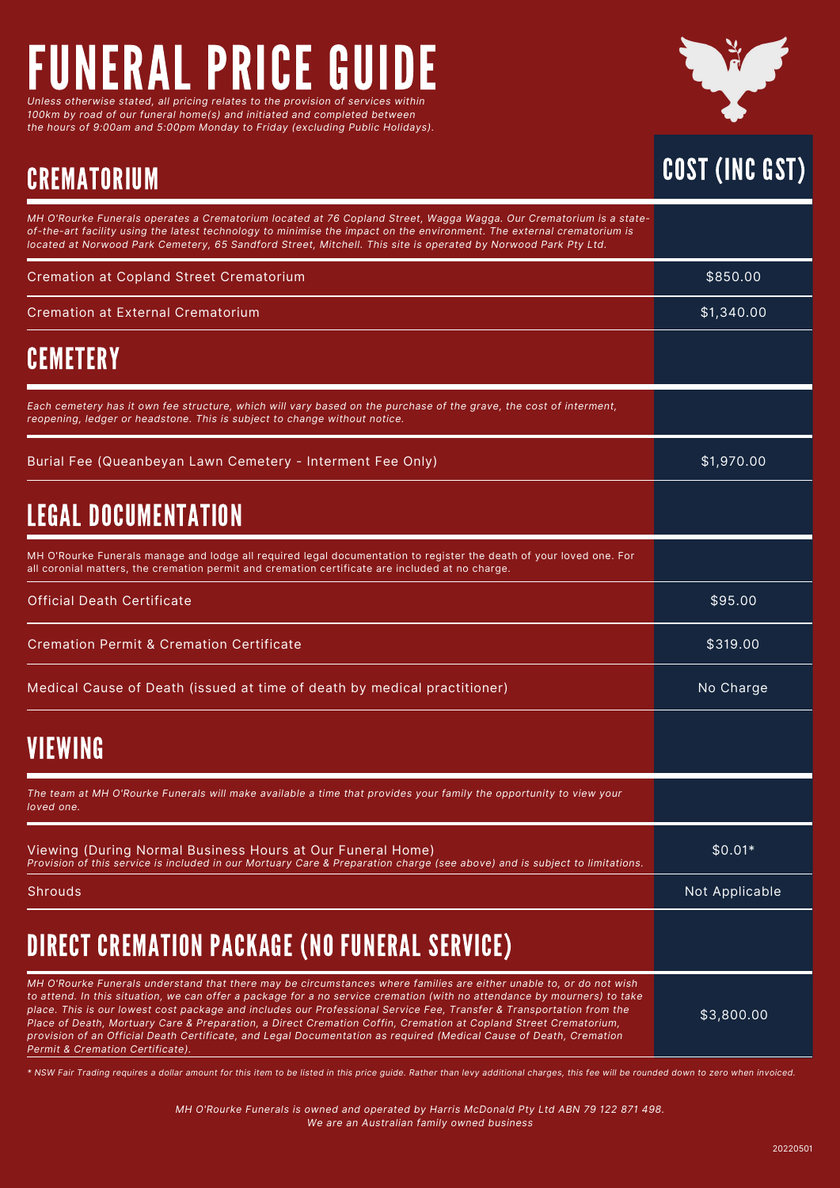# FUNERAL PRICE GUIDE

*Unless otherwise stated, all pricing relates to the provision of services within 100km by road of our funeral home(s) and initiated and completed between the hours of 9:00am and 5:00pm Monday to Friday (excluding Public Holidays).*

| CREMATORIUM | COST (INC GST) |
| --- | --- |
| *MH O'Rourke Funerals operates a Crematorium located at 76 Copland Street, Wagga Wagga. Our Crematorium is a state-of-the-art facility using the latest technology to minimise the impact on the environment. The external crematorium is located at Norwood Park Cemetery, 65 Sandford Street, Mitchell. This site is operated by Norwood Park Pty Ltd.* | |
| Cremation at Copland Street Crematorium | $850.00 |
| Cremation at External Crematorium | $1,340.00 |

## CEMETERY

| | |
| --- | --- |
| *Each cemetery has it own fee structure, which will vary based on the purchase of the grave, the cost of interment, reopening, ledger or headstone. This is subject to change without notice.* | |
| Burial Fee (Queanbeyan Lawn Cemetery - Interment Fee Only) | $1,970.00 |

## LEGAL DOCUMENTATION

| | |
| --- | --- |
| MH O'Rourke Funerals manage and lodge all required legal documentation to register the death of your loved one. For all coronial matters, the cremation permit and cremation certificate are included at no charge. | |
| Official Death Certificate | $95.00 |
| Cremation Permit & Cremation Certificate | $319.00 |
| Medical Cause of Death (issued at time of death by medical practitioner) | No Charge |

## VIEWING

| | |
| --- | --- |
| *The team at MH O'Rourke Funerals will make available a time that provides your family the opportunity to view your loved one.* | |
| Viewing (During Normal Business Hours at Our Funeral Home) *Provision of this service is included in our Mortuary Care & Preparation charge (see above) and is subject to limitations.* | $0.01* |
| Shrouds | Not Applicable |

## DIRECT CREMATION PACKAGE (NO FUNERAL SERVICE)

| | |
| --- | --- |
| *MH O'Rourke Funerals understand that there may be circumstances where families are either unable to, or do not wish to attend. In this situation, we can offer a package for a no service cremation (with no attendance by mourners) to take place. This is our lowest cost package and includes our Professional Service Fee, Transfer & Transportation from the Place of Death, Mortuary Care & Preparation, a Direct Cremation Coffin, Cremation at Copland Street Crematorium, provision of an Official Death Certificate, and Legal Documentation as required (Medical Cause of Death, Cremation Permit & Cremation Certificate).* | $3,800.00 |

*\* NSW Fair Trading requires a dollar amount for this item to be listed in this price guide. Rather than levy additional charges, this fee will be rounded down to zero when invoiced.*

*MH O'Rourke Funerals is owned and operated by Harris McDonald Pty Ltd ABN 79 122 871 498.*
*We are an Australian family owned business*

20220501